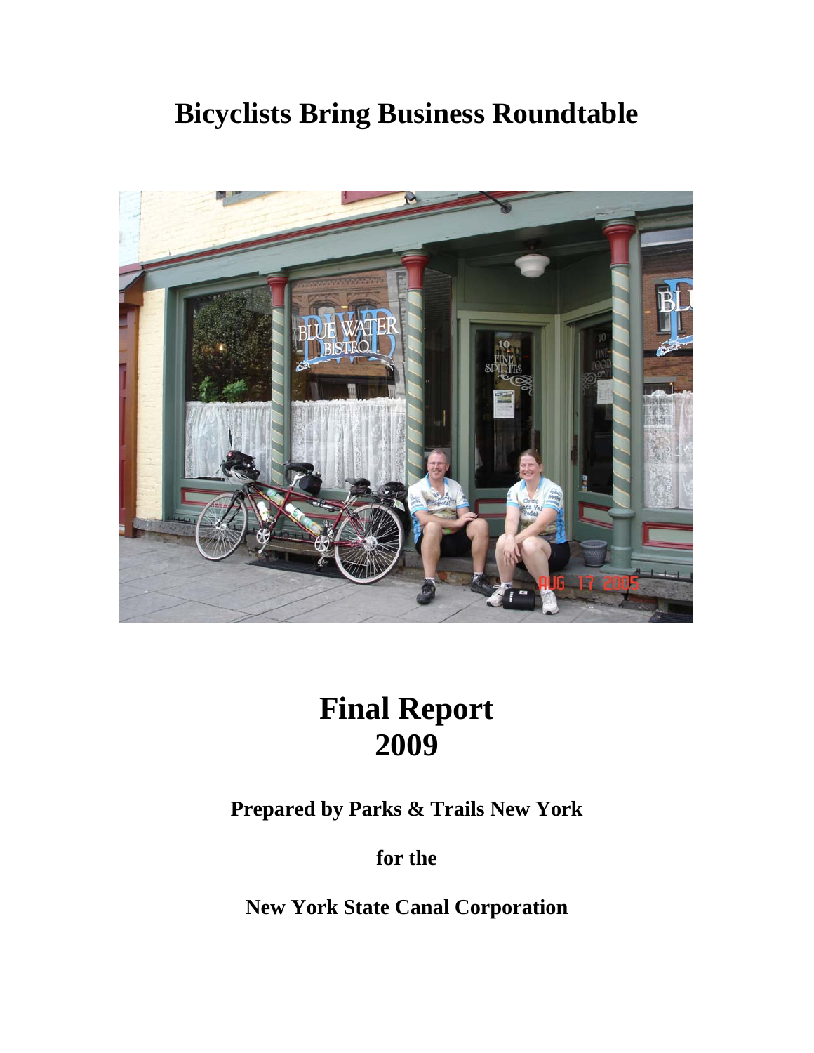# Bicyclists Bring Business Roundtable

# Final Report 2009

**Prepared by Parks & Trails New York**

**for the**

**New York State Canal Corporation**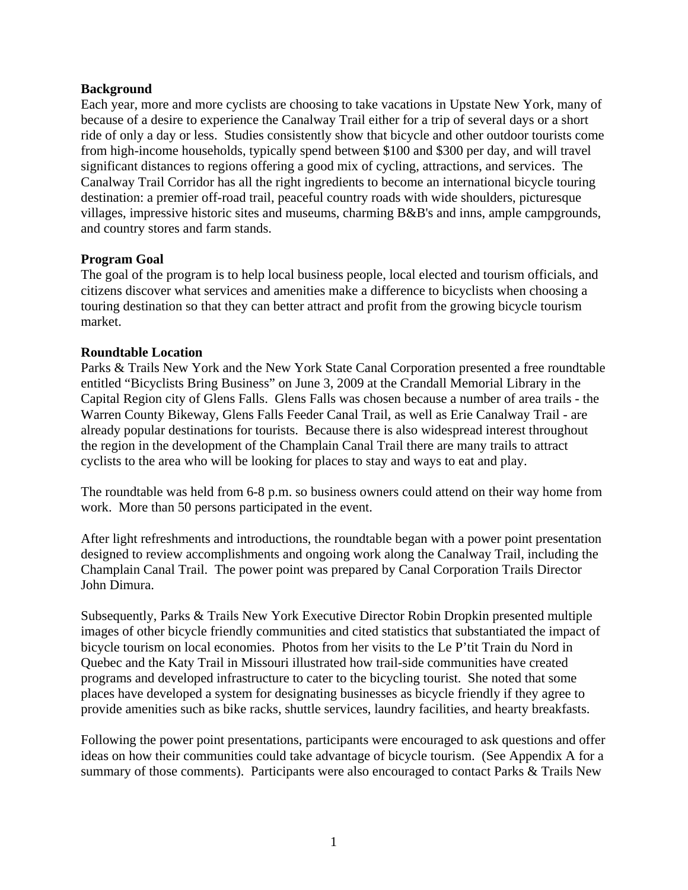**Background**

Each year, more and more cyclists are choosing to take vacations in Upstate New York, many of because of a desire to experience the Canalway Trail either for a trip of several days or a short ride of only a day or less. Studies consistently show that bicycle and other outdoor tourists come from high-income households, typically spend between $100 and $300 per day, and will travel significant distances to regions offering a good mix of cycling, attractions, and services. The Canalway Trail Corridor has all the right ingredients to become an international bicycle touring destination: a premier off-road trail, peaceful country roads with wide shoulders, picturesque villages, impressive historic sites and museums, charming B&B's and inns, ample campgrounds, and country stores and farm stands.

**Program Goal**

The goal of the program is to help local business people, local elected and tourism officials, and citizens discover what services and amenities make a difference to bicyclists when choosing a touring destination so that they can better attract and profit from the growing bicycle tourism market.

**Roundtable Location**

Parks & Trails New York and the New York State Canal Corporation presented a free roundtable entitled "Bicyclists Bring Business" on June 3, 2009 at the Crandall Memorial Library in the Capital Region city of Glens Falls. Glens Falls was chosen because a number of area trails - the Warren County Bikeway, Glens Falls Feeder Canal Trail, as well as Erie Canalway Trail - are already popular destinations for tourists. Because there is also widespread interest throughout the region in the development of the Champlain Canal Trail there are many trails to attract cyclists to the area who will be looking for places to stay and ways to eat and play.

The roundtable was held from 6-8 p.m. so business owners could attend on their way home from work. More than 50 persons participated in the event.

After light refreshments and introductions, the roundtable began with a power point presentation designed to review accomplishments and ongoing work along the Canalway Trail, including the Champlain Canal Trail. The power point was prepared by Canal Corporation Trails Director John Dimura.

Subsequently, Parks & Trails New York Executive Director Robin Dropkin presented multiple images of other bicycle friendly communities and cited statistics that substantiated the impact of bicycle tourism on local economies. Photos from her visits to the Le P'tit Train du Nord in Quebec and the Katy Trail in Missouri illustrated how trail-side communities have created programs and developed infrastructure to cater to the bicycling tourist. She noted that some places have developed a system for designating businesses as bicycle friendly if they agree to provide amenities such as bike racks, shuttle services, laundry facilities, and hearty breakfasts.

Following the power point presentations, participants were encouraged to ask questions and offer ideas on how their communities could take advantage of bicycle tourism. (See Appendix A for a summary of those comments). Participants were also encouraged to contact Parks & Trails New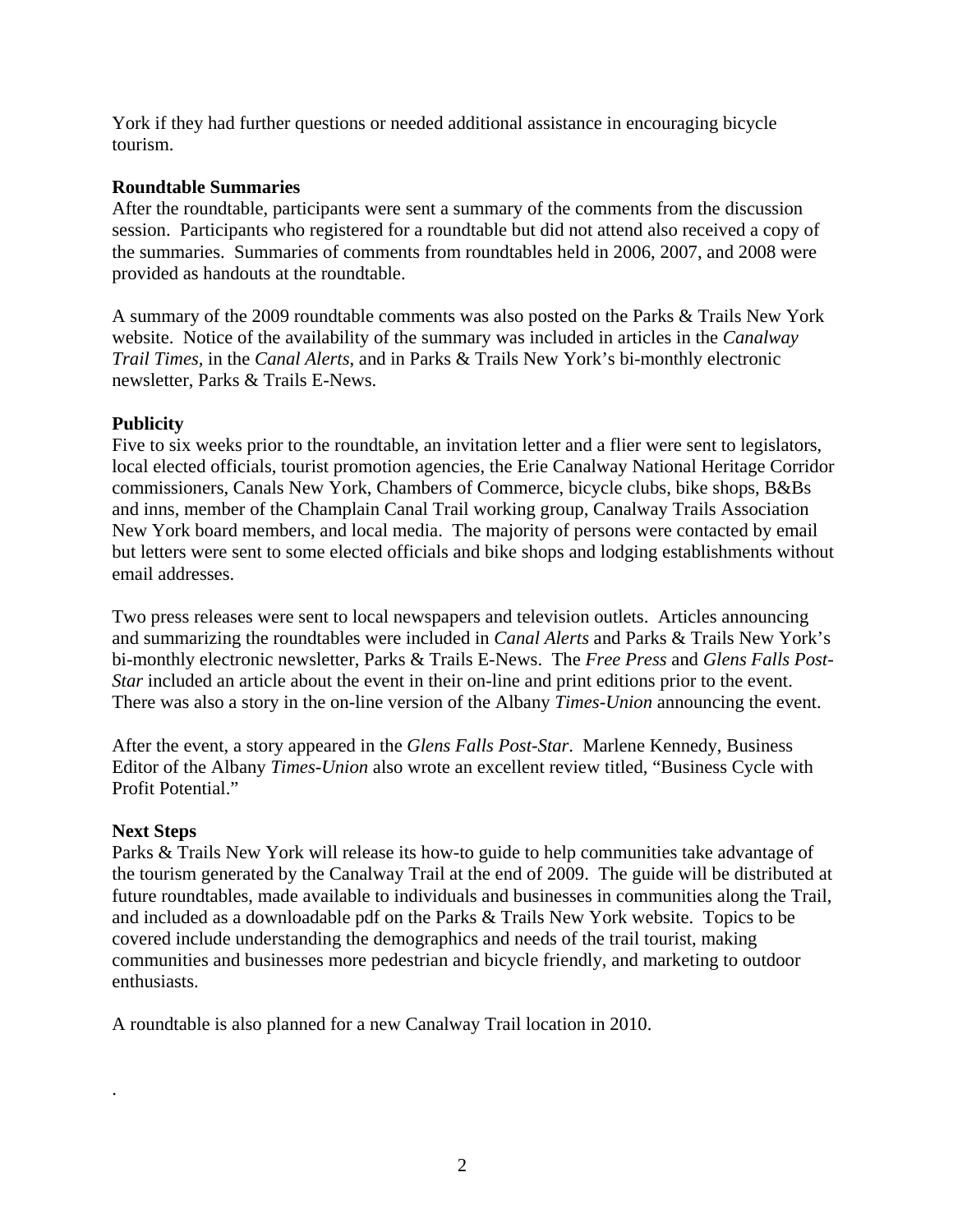York if they had further questions or needed additional assistance in encouraging bicycle tourism.

**Roundtable Summaries**

After the roundtable, participants were sent a summary of the comments from the discussion session. Participants who registered for a roundtable but did not attend also received a copy of the summaries. Summaries of comments from roundtables held in 2006, 2007, and 2008 were provided as handouts at the roundtable.

A summary of the 2009 roundtable comments was also posted on the Parks & Trails New York website. Notice of the availability of the summary was included in articles in the *Canalway Trail Times,* in the *Canal Alerts*, and in Parks & Trails New York's bi-monthly electronic newsletter, Parks & Trails E-News.

**Publicity**

Five to six weeks prior to the roundtable, an invitation letter and a flier were sent to legislators, local elected officials, tourist promotion agencies, the Erie Canalway National Heritage Corridor commissioners, Canals New York, Chambers of Commerce, bicycle clubs, bike shops, B&Bs and inns, member of the Champlain Canal Trail working group, Canalway Trails Association New York board members, and local media. The majority of persons were contacted by email but letters were sent to some elected officials and bike shops and lodging establishments without email addresses.

Two press releases were sent to local newspapers and television outlets. Articles announcing and summarizing the roundtables were included in *Canal Alerts* and Parks & Trails New York's bi-monthly electronic newsletter, Parks & Trails E-News. The *Free Press* and *Glens Falls Post-Star* included an article about the event in their on-line and print editions prior to the event. There was also a story in the on-line version of the Albany *Times-Union* announcing the event.

After the event, a story appeared in the *Glens Falls Post-Star*. Marlene Kennedy, Business Editor of the Albany *Times-Union* also wrote an excellent review titled, "Business Cycle with Profit Potential."

**Next Steps**

Parks & Trails New York will release its how-to guide to help communities take advantage of the tourism generated by the Canalway Trail at the end of 2009. The guide will be distributed at future roundtables, made available to individuals and businesses in communities along the Trail, and included as a downloadable pdf on the Parks & Trails New York website. Topics to be covered include understanding the demographics and needs of the trail tourist, making communities and businesses more pedestrian and bicycle friendly, and marketing to outdoor enthusiasts.

A roundtable is also planned for a new Canalway Trail location in 2010.

.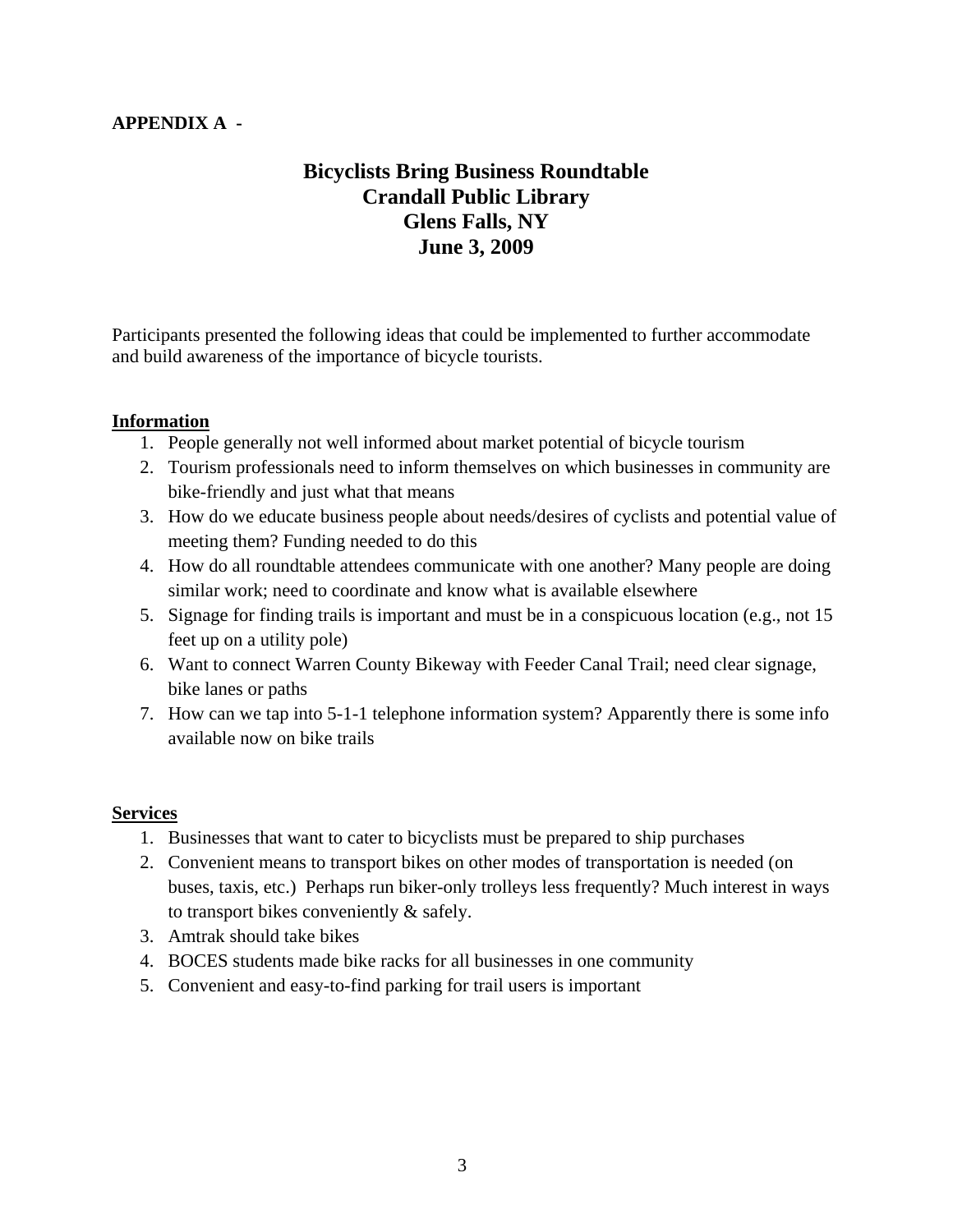**APPENDIX A -**

# Bicyclists Bring Business Roundtable
# Crandall Public Library
# Glens Falls, NY
# June 3, 2009

Participants presented the following ideas that could be implemented to further accommodate and build awareness of the importance of bicycle tourists.

**Information**

1. People generally not well informed about market potential of bicycle tourism
2. Tourism professionals need to inform themselves on which businesses in community are bike-friendly and just what that means
3. How do we educate business people about needs/desires of cyclists and potential value of meeting them? Funding needed to do this
4. How do all roundtable attendees communicate with one another? Many people are doing similar work; need to coordinate and know what is available elsewhere
5. Signage for finding trails is important and must be in a conspicuous location (e.g., not 15 feet up on a utility pole)
6. Want to connect Warren County Bikeway with Feeder Canal Trail; need clear signage, bike lanes or paths
7. How can we tap into 5-1-1 telephone information system? Apparently there is some info available now on bike trails

**Services**

1. Businesses that want to cater to bicyclists must be prepared to ship purchases
2. Convenient means to transport bikes on other modes of transportation is needed (on buses, taxis, etc.) Perhaps run biker-only trolleys less frequently? Much interest in ways to transport bikes conveniently & safely.
3. Amtrak should take bikes
4. BOCES students made bike racks for all businesses in one community
5. Convenient and easy-to-find parking for trail users is important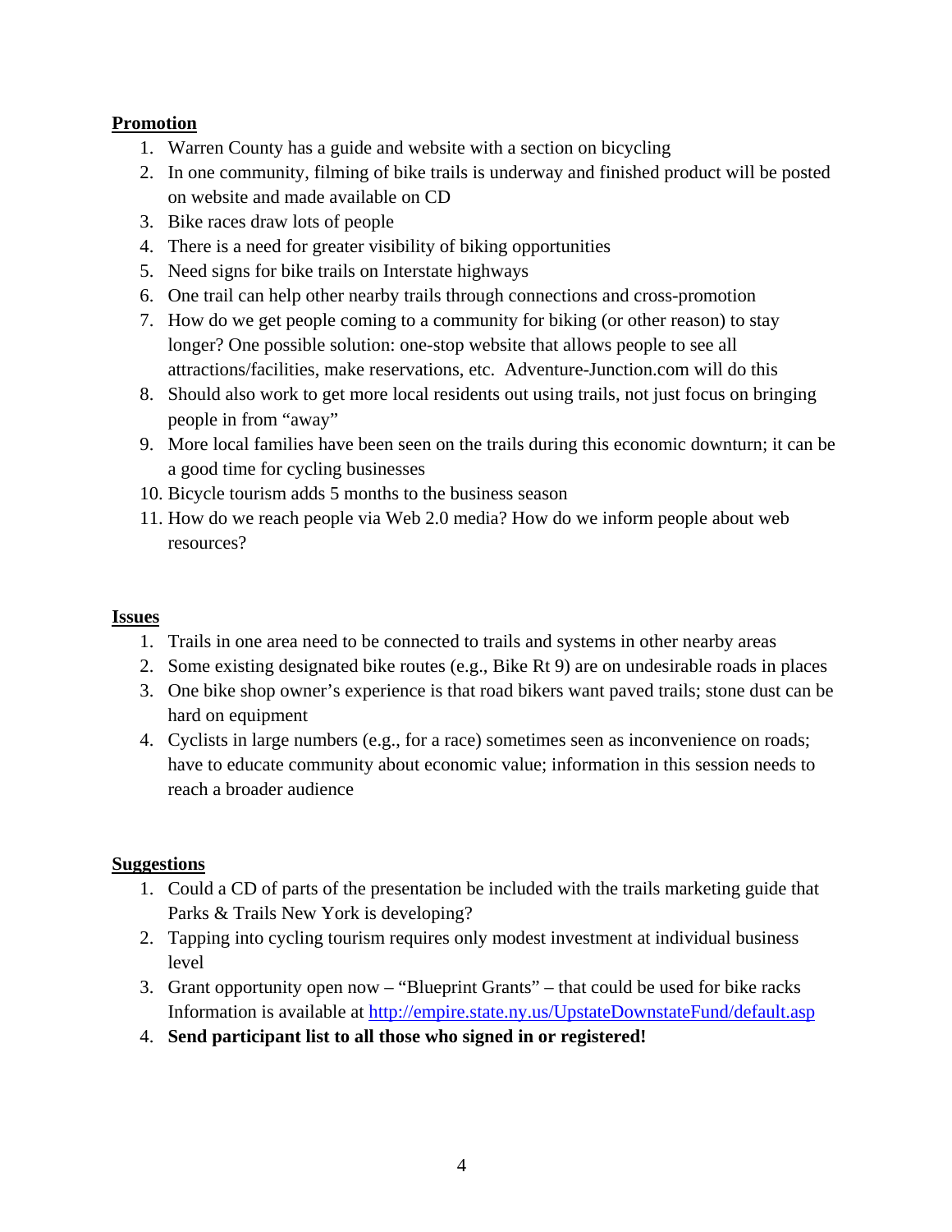**Promotion**

1. Warren County has a guide and website with a section on bicycling
2. In one community, filming of bike trails is underway and finished product will be posted on website and made available on CD
3. Bike races draw lots of people
4. There is a need for greater visibility of biking opportunities
5. Need signs for bike trails on Interstate highways
6. One trail can help other nearby trails through connections and cross-promotion
7. How do we get people coming to a community for biking (or other reason) to stay longer? One possible solution: one-stop website that allows people to see all attractions/facilities, make reservations, etc. Adventure-Junction.com will do this
8. Should also work to get more local residents out using trails, not just focus on bringing people in from "away"
9. More local families have been seen on the trails during this economic downturn; it can be a good time for cycling businesses
10. Bicycle tourism adds 5 months to the business season
11. How do we reach people via Web 2.0 media? How do we inform people about web resources?

**Issues**

1. Trails in one area need to be connected to trails and systems in other nearby areas
2. Some existing designated bike routes (e.g., Bike Rt 9) are on undesirable roads in places
3. One bike shop owner's experience is that road bikers want paved trails; stone dust can be hard on equipment
4. Cyclists in large numbers (e.g., for a race) sometimes seen as inconvenience on roads; have to educate community about economic value; information in this session needs to reach a broader audience

**Suggestions**

1. Could a CD of parts of the presentation be included with the trails marketing guide that Parks & Trails New York is developing?
2. Tapping into cycling tourism requires only modest investment at individual business level
3. Grant opportunity open now – "Blueprint Grants" – that could be used for bike racks Information is available at http://empire.state.ny.us/UpstateDownstateFund/default.asp
4. **Send participant list to all those who signed in or registered!**